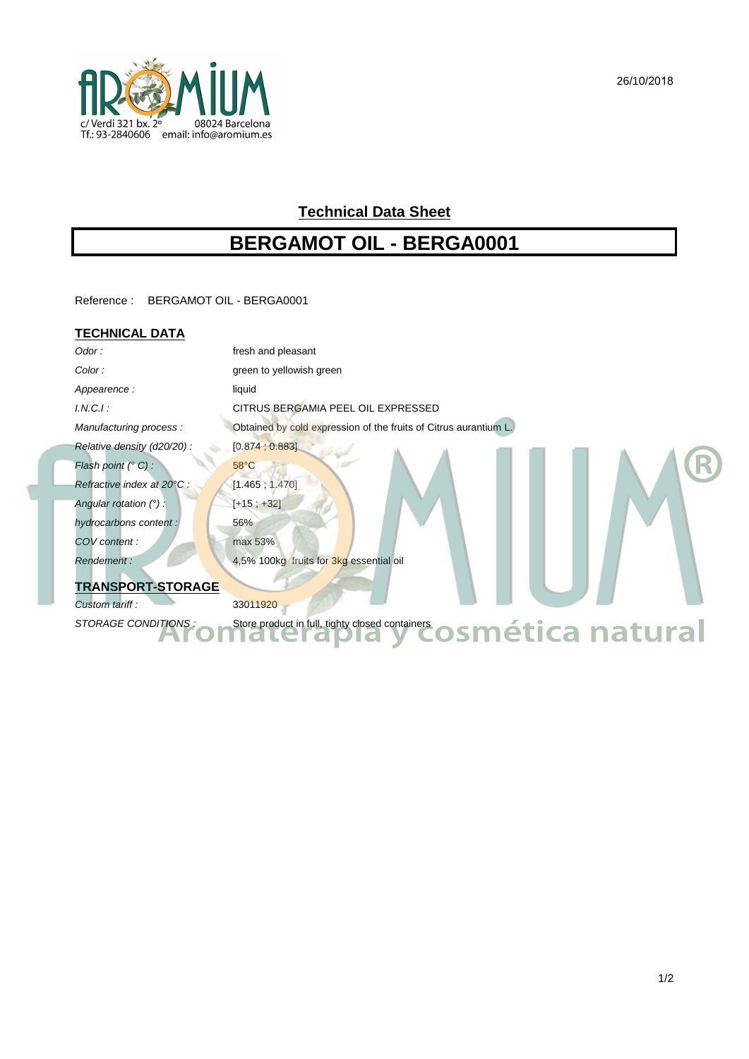c/ Verdi 321 bx. 2º 08024 Barcelona
Tf.: 93-2840606 email: info@aromium.es

26/10/2018

## Technical Data Sheet

# BERGAMOT OIL - BERGA0001

Reference : BERGAMOT OIL - BERGA0001

### TECHNICAL DATA

| | |
|---|---|
| *Odor :* | fresh and pleasant |
| *Color :* | green to yellowish green |
| *Appearence :* | liquid |
| *I.N.C.I :* | CITRUS BERGAMIA PEEL OIL EXPRESSED |
| *Manufacturing process :* | Obtained by cold expression of the fruits of Citrus aurantium L. |
| *Relative density (d20/20) :* | [0.874 ; 0.883] |
| *Flash point (° C) :* | 58°C |
| *Refractive index at 20°C :* | [1.465 ; 1.470] |
| *Angular rotation (°) :* | [+15 ; +32] |
| *hydrocarbons content :* | 56% |
| *COV content :* | max 53% |
| *Rendement :* | 4,5% 100kg fruits for 3kg essential oil |

### TRANSPORT-STORAGE

| | |
|---|---|
| *Custom tariff :* | 33011920 |
| *STORAGE CONDITIONS :* | Store product in full, tighty closed containers |

Aromaterapia y cosmética natural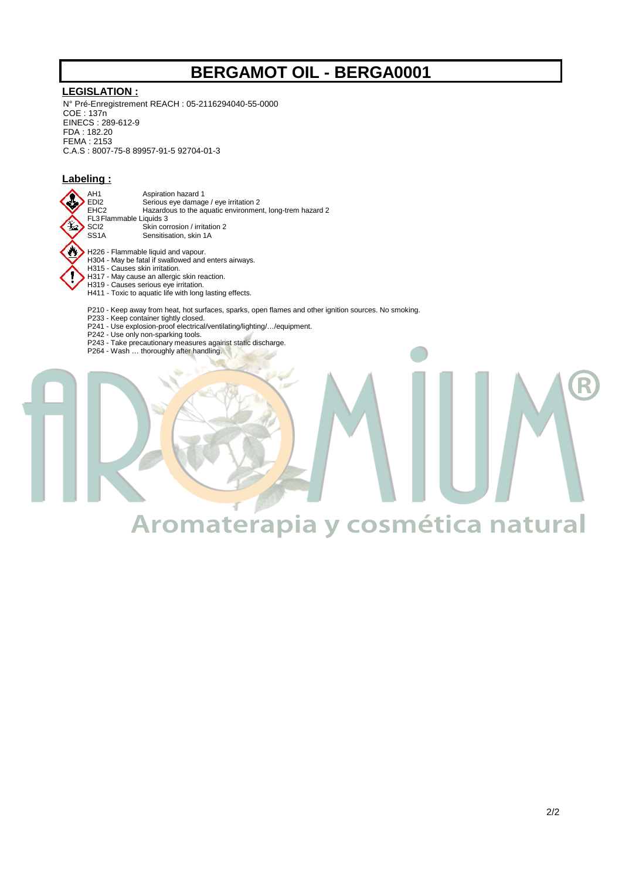# BERGAMOT OIL - BERGA0001

## LEGISLATION :

N° Pré-Enregistrement REACH : 05-2116294040-55-0000
COE : 137n
EINECS : 289-612-9
FDA : 182.20
FEMA : 2153
C.A.S : 8007-75-8 89957-91-5 92704-01-3

## Labeling :

| | |
|---|---|
| AH1 | Aspiration hazard 1 |
| EDI2 | Serious eye damage / eye irritation 2 |
| EHC2 | Hazardous to the aquatic environment, long-trem hazard 2 |
| FL3 | Flammable Liquids 3 |
| SCI2 | Skin corrosion / irritation 2 |
| SS1A | Sensitisation, skin 1A |

H226 - Flammable liquid and vapour.
H304 - May be fatal if swallowed and enters airways.
H315 - Causes skin irritation.
H317 - May cause an allergic skin reaction.
H319 - Causes serious eye irritation.
H411 - Toxic to aquatic life with long lasting effects.

P210 - Keep away from heat, hot surfaces, sparks, open flames and other ignition sources. No smoking.
P233 - Keep container tightly closed.
P241 - Use explosion-proof electrical/ventilating/lighting/…/equipment.
P242 - Use only non-sparking tools.
P243 - Take precautionary measures against static discharge.
P264 - Wash … thoroughly after handling.

AROMIUM®
Aromaterapia y cosmética natural